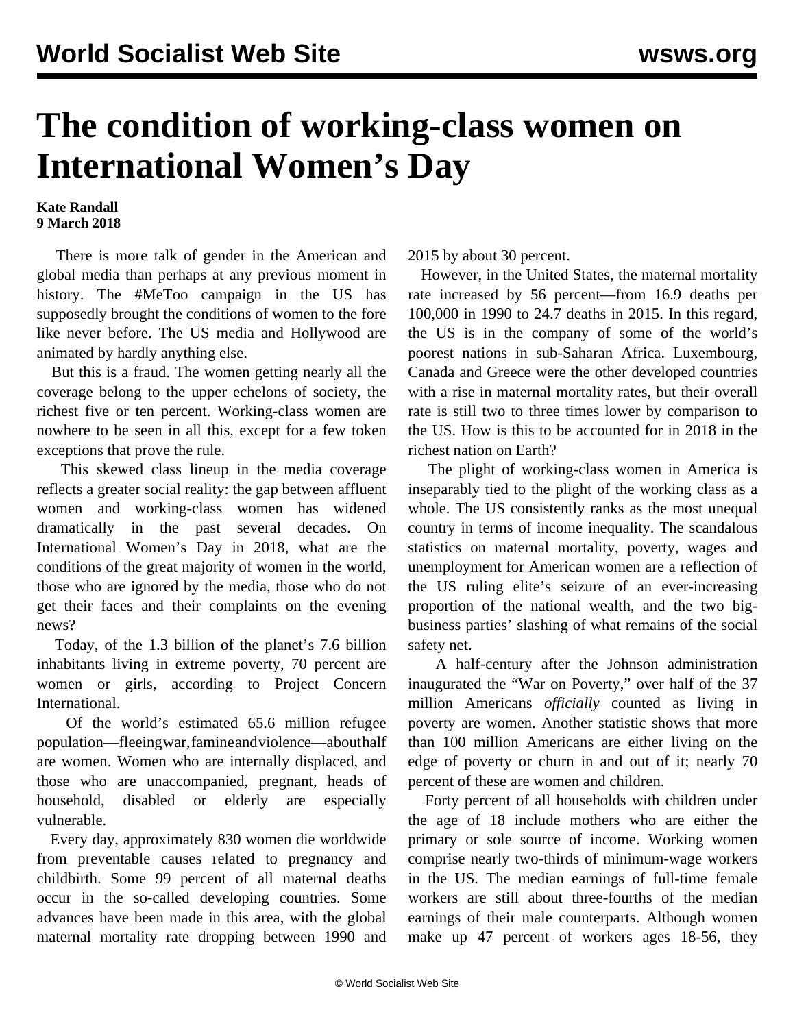# The condition of working-class women on International Women's Day

**Kate Randall**
**9 March 2018**

There is more talk of gender in the American and global media than perhaps at any previous moment in history. The #MeToo campaign in the US has supposedly brought the conditions of women to the fore like never before. The US media and Hollywood are animated by hardly anything else.

But this is a fraud. The women getting nearly all the coverage belong to the upper echelons of society, the richest five or ten percent. Working-class women are nowhere to be seen in all this, except for a few token exceptions that prove the rule.

This skewed class lineup in the media coverage reflects a greater social reality: the gap between affluent women and working-class women has widened dramatically in the past several decades. On International Women's Day in 2018, what are the conditions of the great majority of women in the world, those who are ignored by the media, those who do not get their faces and their complaints on the evening news?

Today, of the 1.3 billion of the planet's 7.6 billion inhabitants living in extreme poverty, 70 percent are women or girls, according to Project Concern International.

Of the world's estimated 65.6 million refugee population—fleeing war, famine and violence—about half are women. Women who are internally displaced, and those who are unaccompanied, pregnant, heads of household, disabled or elderly are especially vulnerable.

Every day, approximately 830 women die worldwide from preventable causes related to pregnancy and childbirth. Some 99 percent of all maternal deaths occur in the so-called developing countries. Some advances have been made in this area, with the global maternal mortality rate dropping between 1990 and 2015 by about 30 percent.

However, in the United States, the maternal mortality rate increased by 56 percent—from 16.9 deaths per 100,000 in 1990 to 24.7 deaths in 2015. In this regard, the US is in the company of some of the world's poorest nations in sub-Saharan Africa. Luxembourg, Canada and Greece were the other developed countries with a rise in maternal mortality rates, but their overall rate is still two to three times lower by comparison to the US. How is this to be accounted for in 2018 in the richest nation on Earth?

The plight of working-class women in America is inseparably tied to the plight of the working class as a whole. The US consistently ranks as the most unequal country in terms of income inequality. The scandalous statistics on maternal mortality, poverty, wages and unemployment for American women are a reflection of the US ruling elite's seizure of an ever-increasing proportion of the national wealth, and the two big-business parties' slashing of what remains of the social safety net.

A half-century after the Johnson administration inaugurated the "War on Poverty," over half of the 37 million Americans *officially* counted as living in poverty are women. Another statistic shows that more than 100 million Americans are either living on the edge of poverty or churn in and out of it; nearly 70 percent of these are women and children.

Forty percent of all households with children under the age of 18 include mothers who are either the primary or sole source of income. Working women comprise nearly two-thirds of minimum-wage workers in the US. The median earnings of full-time female workers are still about three-fourths of the median earnings of their male counterparts. Although women make up 47 percent of workers ages 18-56, they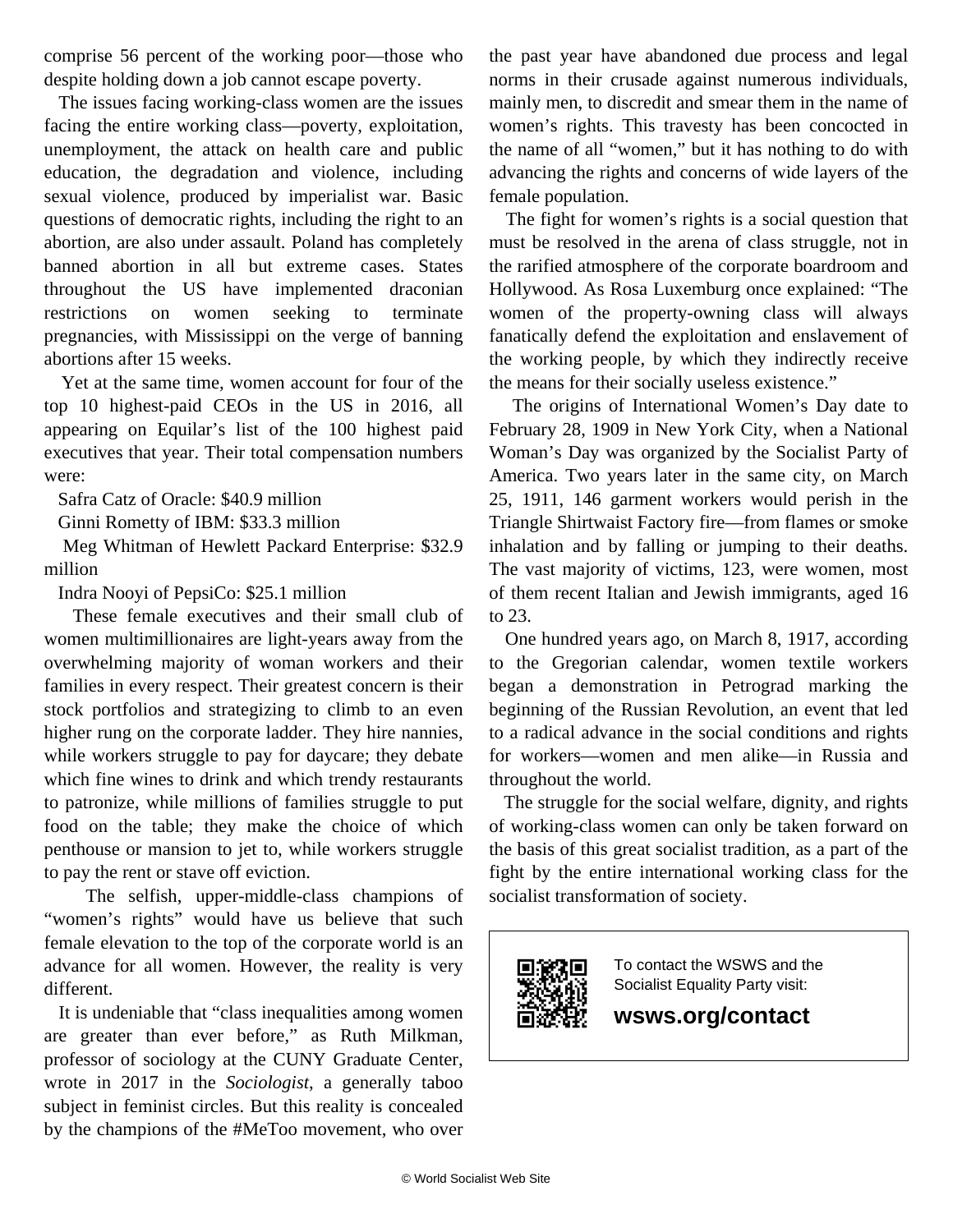comprise 56 percent of the working poor—those who despite holding down a job cannot escape poverty.

The issues facing working-class women are the issues facing the entire working class—poverty, exploitation, unemployment, the attack on health care and public education, the degradation and violence, including sexual violence, produced by imperialist war. Basic questions of democratic rights, including the right to an abortion, are also under assault. Poland has completely banned abortion in all but extreme cases. States throughout the US have implemented draconian restrictions on women seeking to terminate pregnancies, with Mississippi on the verge of banning abortions after 15 weeks.

Yet at the same time, women account for four of the top 10 highest-paid CEOs in the US in 2016, all appearing on Equilar's list of the 100 highest paid executives that year. Their total compensation numbers were:

Safra Catz of Oracle: $40.9 million

Ginni Rometty of IBM: $33.3 million

Meg Whitman of Hewlett Packard Enterprise: $32.9 million

Indra Nooyi of PepsiCo: $25.1 million

These female executives and their small club of women multimillionaires are light-years away from the overwhelming majority of woman workers and their families in every respect. Their greatest concern is their stock portfolios and strategizing to climb to an even higher rung on the corporate ladder. They hire nannies, while workers struggle to pay for daycare; they debate which fine wines to drink and which trendy restaurants to patronize, while millions of families struggle to put food on the table; they make the choice of which penthouse or mansion to jet to, while workers struggle to pay the rent or stave off eviction.

The selfish, upper-middle-class champions of "women's rights" would have us believe that such female elevation to the top of the corporate world is an advance for all women. However, the reality is very different.

It is undeniable that "class inequalities among women are greater than ever before," as Ruth Milkman, professor of sociology at the CUNY Graduate Center, wrote in 2017 in the *Sociologist*, a generally taboo subject in feminist circles. But this reality is concealed by the champions of the #MeToo movement, who over the past year have abandoned due process and legal norms in their crusade against numerous individuals, mainly men, to discredit and smear them in the name of women's rights. This travesty has been concocted in the name of all "women," but it has nothing to do with advancing the rights and concerns of wide layers of the female population.

The fight for women's rights is a social question that must be resolved in the arena of class struggle, not in the rarified atmosphere of the corporate boardroom and Hollywood. As Rosa Luxemburg once explained: "The women of the property-owning class will always fanatically defend the exploitation and enslavement of the working people, by which they indirectly receive the means for their socially useless existence."

The origins of International Women's Day date to February 28, 1909 in New York City, when a National Woman's Day was organized by the Socialist Party of America. Two years later in the same city, on March 25, 1911, 146 garment workers would perish in the Triangle Shirtwaist Factory fire—from flames or smoke inhalation and by falling or jumping to their deaths. The vast majority of victims, 123, were women, most of them recent Italian and Jewish immigrants, aged 16 to 23.

One hundred years ago, on March 8, 1917, according to the Gregorian calendar, women textile workers began a demonstration in Petrograd marking the beginning of the Russian Revolution, an event that led to a radical advance in the social conditions and rights for workers—women and men alike—in Russia and throughout the world.

The struggle for the social welfare, dignity, and rights of working-class women can only be taken forward on the basis of this great socialist tradition, as a part of the fight by the entire international working class for the socialist transformation of society.

To contact the WSWS and the Socialist Equality Party visit:

**wsws.org/contact**